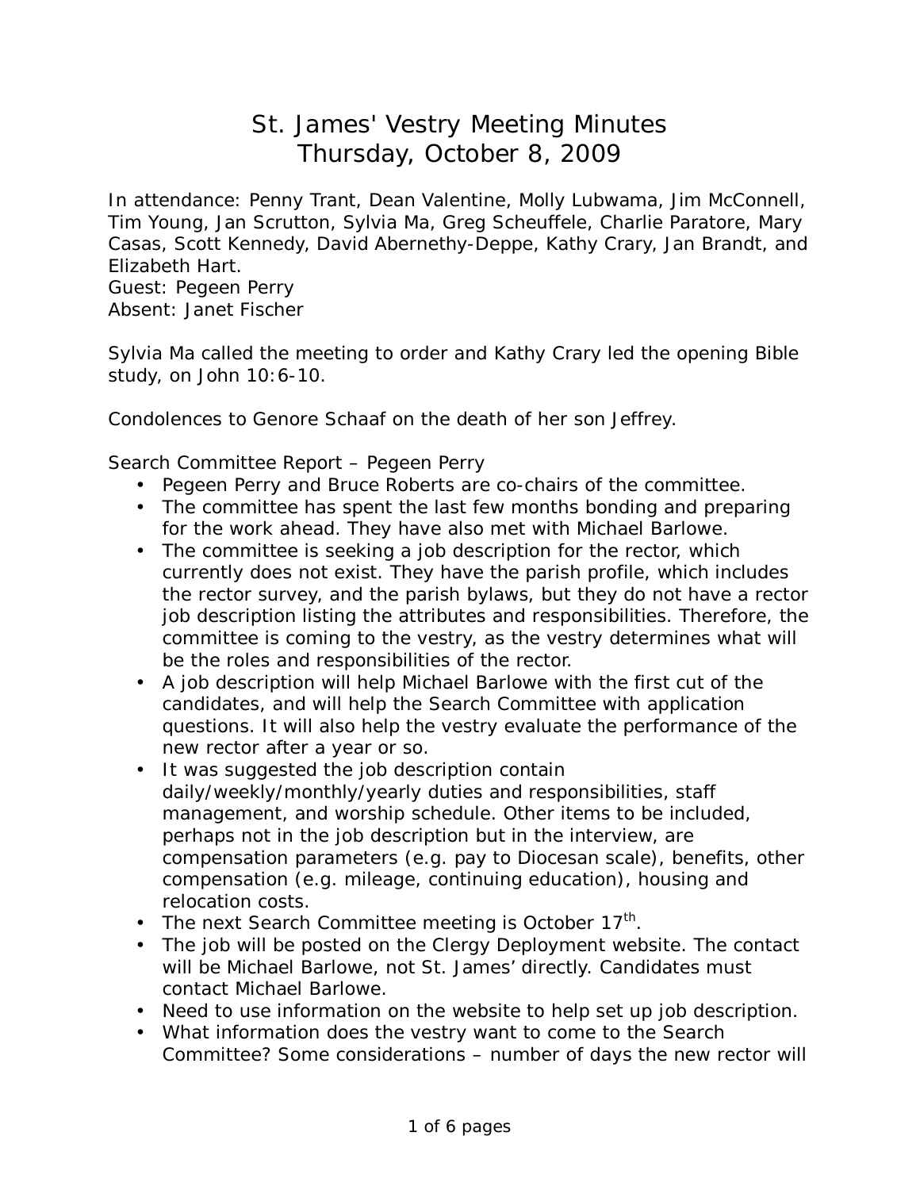# St. James' Vestry Meeting Minutes
## Thursday, October 8, 2009

In attendance: Penny Trant, Dean Valentine, Molly Lubwama, Jim McConnell, Tim Young, Jan Scrutton, Sylvia Ma, Greg Scheuffele, Charlie Paratore, Mary Casas, Scott Kennedy, David Abernethy-Deppe, Kathy Crary, Jan Brandt, and Elizabeth Hart.
Guest: Pegeen Perry
Absent: Janet Fischer

Sylvia Ma called the meeting to order and Kathy Crary led the opening Bible study, on John 10:6-10.

Condolences to Genore Schaaf on the death of her son Jeffrey.

Search Committee Report – Pegeen Perry

- Pegeen Perry and Bruce Roberts are co-chairs of the committee.
- The committee has spent the last few months bonding and preparing for the work ahead. They have also met with Michael Barlowe.
- The committee is seeking a job description for the rector, which currently does not exist. They have the parish profile, which includes the rector survey, and the parish bylaws, but they do not have a rector job description listing the attributes and responsibilities. Therefore, the committee is coming to the vestry, as the vestry determines what will be the roles and responsibilities of the rector.
- A job description will help Michael Barlowe with the first cut of the candidates, and will help the Search Committee with application questions. It will also help the vestry evaluate the performance of the new rector after a year or so.
- It was suggested the job description contain daily/weekly/monthly/yearly duties and responsibilities, staff management, and worship schedule. Other items to be included, perhaps not in the job description but in the interview, are compensation parameters (e.g. pay to Diocesan scale), benefits, other compensation (e.g. mileage, continuing education), housing and relocation costs.
- The next Search Committee meeting is October 17th.
- The job will be posted on the Clergy Deployment website. The contact will be Michael Barlowe, not St. James' directly. Candidates must contact Michael Barlowe.
- Need to use information on the website to help set up job description.
- What information does the vestry want to come to the Search Committee? Some considerations – number of days the new rector will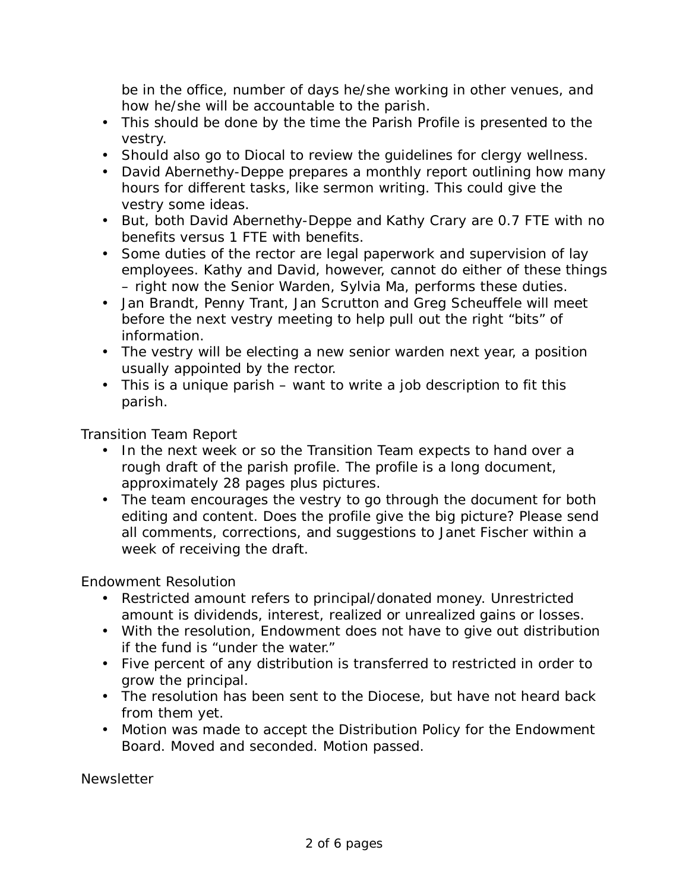be in the office, number of days he/she working in other venues, and how he/she will be accountable to the parish.

- This should be done by the time the Parish Profile is presented to the vestry.
- Should also go to Diocal to review the guidelines for clergy wellness.
- David Abernethy-Deppe prepares a monthly report outlining how many hours for different tasks, like sermon writing. This could give the vestry some ideas.
- But, both David Abernethy-Deppe and Kathy Crary are 0.7 FTE with no benefits versus 1 FTE with benefits.
- Some duties of the rector are legal paperwork and supervision of lay employees. Kathy and David, however, cannot do either of these things – right now the Senior Warden, Sylvia Ma, performs these duties.
- Jan Brandt, Penny Trant, Jan Scrutton and Greg Scheuffele will meet before the next vestry meeting to help pull out the right "bits" of information.
- The vestry will be electing a new senior warden next year, a position usually appointed by the rector.
- This is a unique parish – want to write a job description to fit this parish.

Transition Team Report

- In the next week or so the Transition Team expects to hand over a rough draft of the parish profile. The profile is a long document, approximately 28 pages plus pictures.
- The team encourages the vestry to go through the document for both editing and content. Does the profile give the big picture? Please send all comments, corrections, and suggestions to Janet Fischer within a week of receiving the draft.

Endowment Resolution

- Restricted amount refers to principal/donated money. Unrestricted amount is dividends, interest, realized or unrealized gains or losses.
- With the resolution, Endowment does not have to give out distribution if the fund is "under the water."
- Five percent of any distribution is transferred to restricted in order to grow the principal.
- The resolution has been sent to the Diocese, but have not heard back from them yet.
- Motion was made to accept the Distribution Policy for the Endowment Board. Moved and seconded. Motion passed.

Newsletter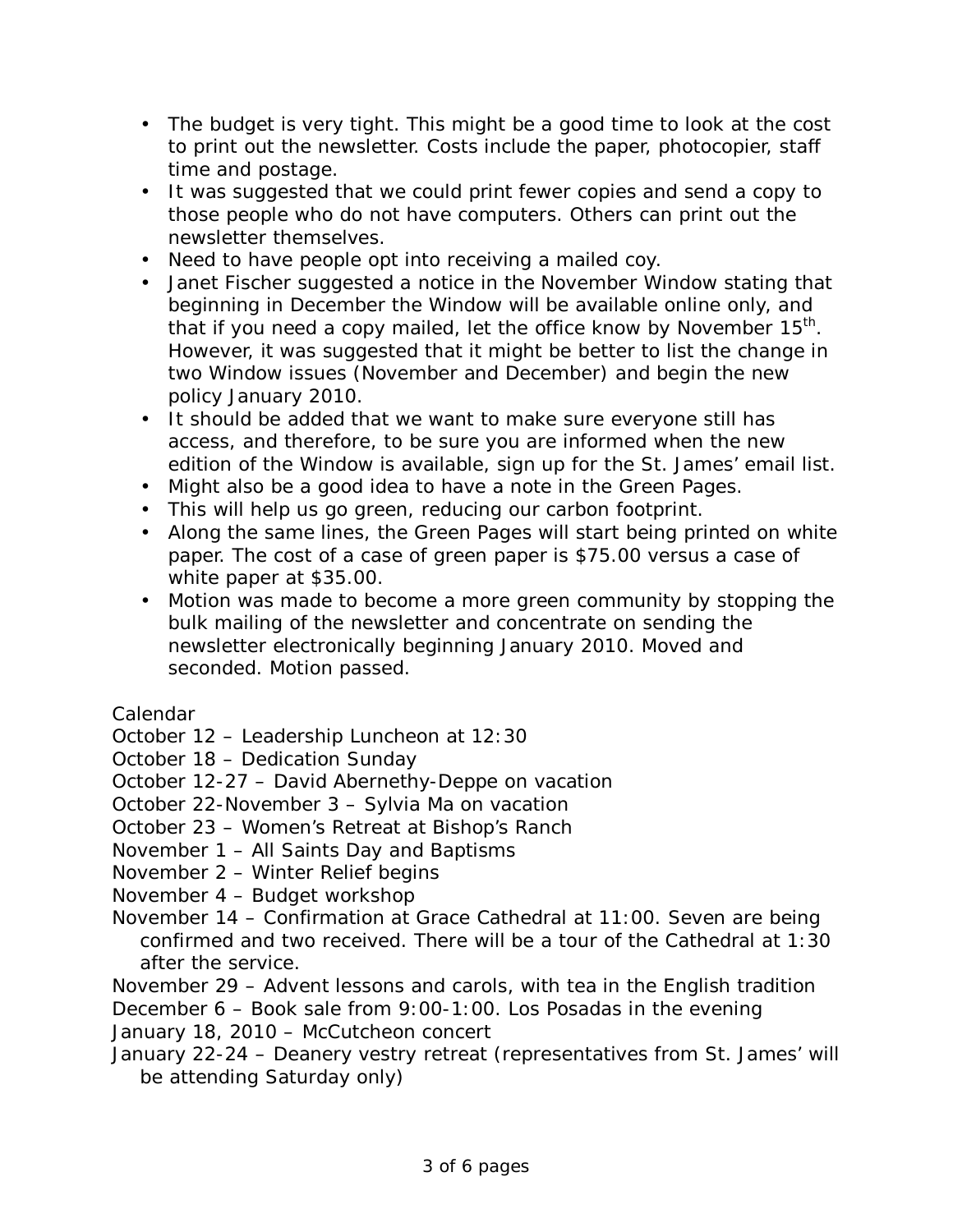- The budget is very tight. This might be a good time to look at the cost to print out the newsletter. Costs include the paper, photocopier, staff time and postage.
- It was suggested that we could print fewer copies and send a copy to those people who do not have computers. Others can print out the newsletter themselves.
- Need to have people opt into receiving a mailed coy.
- Janet Fischer suggested a notice in the November Window stating that beginning in December the Window will be available online only, and that if you need a copy mailed, let the office know by November 15th. However, it was suggested that it might be better to list the change in two Window issues (November and December) and begin the new policy January 2010.
- It should be added that we want to make sure everyone still has access, and therefore, to be sure you are informed when the new edition of the Window is available, sign up for the St. James' email list.
- Might also be a good idea to have a note in the Green Pages.
- This will help us go green, reducing our carbon footprint.
- Along the same lines, the Green Pages will start being printed on white paper. The cost of a case of green paper is $75.00 versus a case of white paper at $35.00.
- Motion was made to become a more green community by stopping the bulk mailing of the newsletter and concentrate on sending the newsletter electronically beginning January 2010. Moved and seconded. Motion passed.

Calendar

October 12 – Leadership Luncheon at 12:30
October 18 – Dedication Sunday
October 12-27 – David Abernethy-Deppe on vacation
October 22-November 3 – Sylvia Ma on vacation
October 23 – Women's Retreat at Bishop's Ranch
November 1 – All Saints Day and Baptisms
November 2 – Winter Relief begins
November 4 – Budget workshop
November 14 – Confirmation at Grace Cathedral at 11:00. Seven are being confirmed and two received. There will be a tour of the Cathedral at 1:30 after the service.
November 29 – Advent lessons and carols, with tea in the English tradition
December 6 – Book sale from 9:00-1:00. Los Posadas in the evening
January 18, 2010 – McCutcheon concert
January 22-24 – Deanery vestry retreat (representatives from St. James' will be attending Saturday only)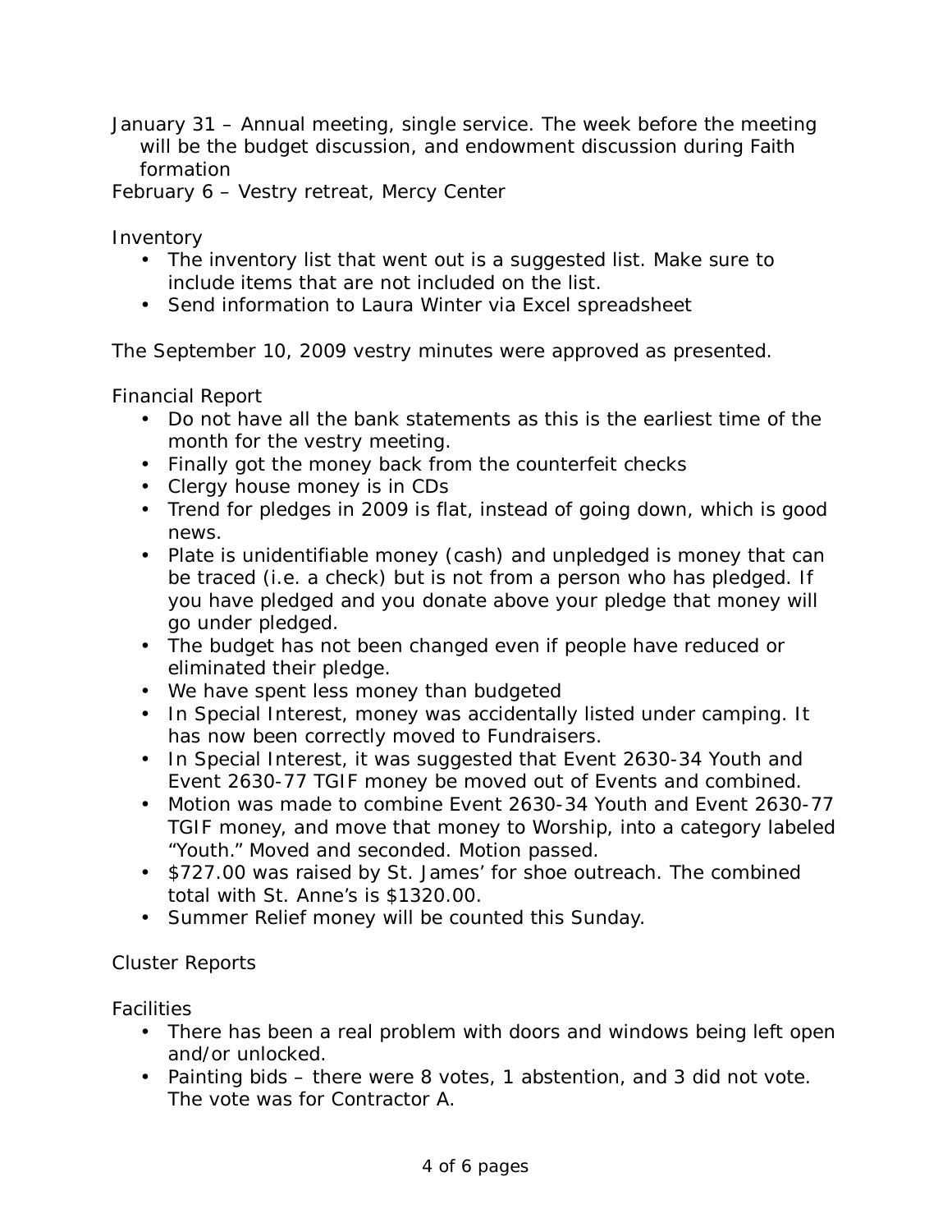January 31 – Annual meeting, single service. The week before the meeting will be the budget discussion, and endowment discussion during Faith formation

February 6 – Vestry retreat, Mercy Center

Inventory

- The inventory list that went out is a suggested list. Make sure to include items that are not included on the list.
- Send information to Laura Winter via Excel spreadsheet

The September 10, 2009 vestry minutes were approved as presented.

Financial Report

- Do not have all the bank statements as this is the earliest time of the month for the vestry meeting.
- Finally got the money back from the counterfeit checks
- Clergy house money is in CDs
- Trend for pledges in 2009 is flat, instead of going down, which is good news.
- Plate is unidentifiable money (cash) and unpledged is money that can be traced (i.e. a check) but is not from a person who has pledged. If you have pledged and you donate above your pledge that money will go under pledged.
- The budget has not been changed even if people have reduced or eliminated their pledge.
- We have spent less money than budgeted
- In Special Interest, money was accidentally listed under camping. It has now been correctly moved to Fundraisers.
- In Special Interest, it was suggested that Event 2630-34 Youth and Event 2630-77 TGIF money be moved out of Events and combined.
- Motion was made to combine Event 2630-34 Youth and Event 2630-77 TGIF money, and move that money to Worship, into a category labeled "Youth." Moved and seconded. Motion passed.
- $727.00 was raised by St. James' for shoe outreach. The combined total with St. Anne's is $1320.00.
- Summer Relief money will be counted this Sunday.

Cluster Reports

Facilities

- There has been a real problem with doors and windows being left open and/or unlocked.
- Painting bids – there were 8 votes, 1 abstention, and 3 did not vote. The vote was for Contractor A.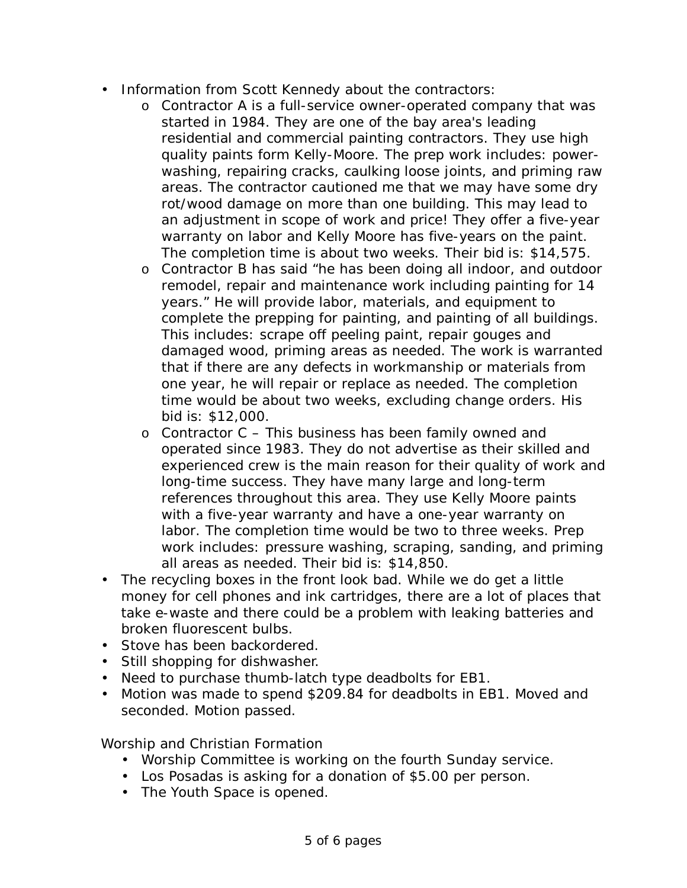- Information from Scott Kennedy about the contractors:
    - Contractor A is a full-service owner-operated company that was started in 1984. They are one of the bay area's leading residential and commercial painting contractors. They use high quality paints form Kelly-Moore. The prep work includes: power-washing, repairing cracks, caulking loose joints, and priming raw areas. The contractor cautioned me that we may have some dry rot/wood damage on more than one building. This may lead to an adjustment in scope of work and price! They offer a five-year warranty on labor and Kelly Moore has five-years on the paint. The completion time is about two weeks. Their bid is: $14,575.
    - Contractor B has said "he has been doing all indoor, and outdoor remodel, repair and maintenance work including painting for 14 years." He will provide labor, materials, and equipment to complete the prepping for painting, and painting of all buildings. This includes: scrape off peeling paint, repair gouges and damaged wood, priming areas as needed. The work is warranted that if there are any defects in workmanship or materials from one year, he will repair or replace as needed. The completion time would be about two weeks, excluding change orders. His bid is: $12,000.
    - Contractor C – This business has been family owned and operated since 1983. They do not advertise as their skilled and experienced crew is the main reason for their quality of work and long-time success. They have many large and long-term references throughout this area. They use Kelly Moore paints with a five-year warranty and have a one-year warranty on labor. The completion time would be two to three weeks. Prep work includes: pressure washing, scraping, sanding, and priming all areas as needed. Their bid is: $14,850.
- The recycling boxes in the front look bad. While we do get a little money for cell phones and ink cartridges, there are a lot of places that take e-waste and there could be a problem with leaking batteries and broken fluorescent bulbs.
- Stove has been backordered.
- Still shopping for dishwasher.
- Need to purchase thumb-latch type deadbolts for EB1.
- Motion was made to spend $209.84 for deadbolts in EB1. Moved and seconded. Motion passed.

Worship and Christian Formation

- Worship Committee is working on the fourth Sunday service.
- Los Posadas is asking for a donation of $5.00 per person.
- The Youth Space is opened.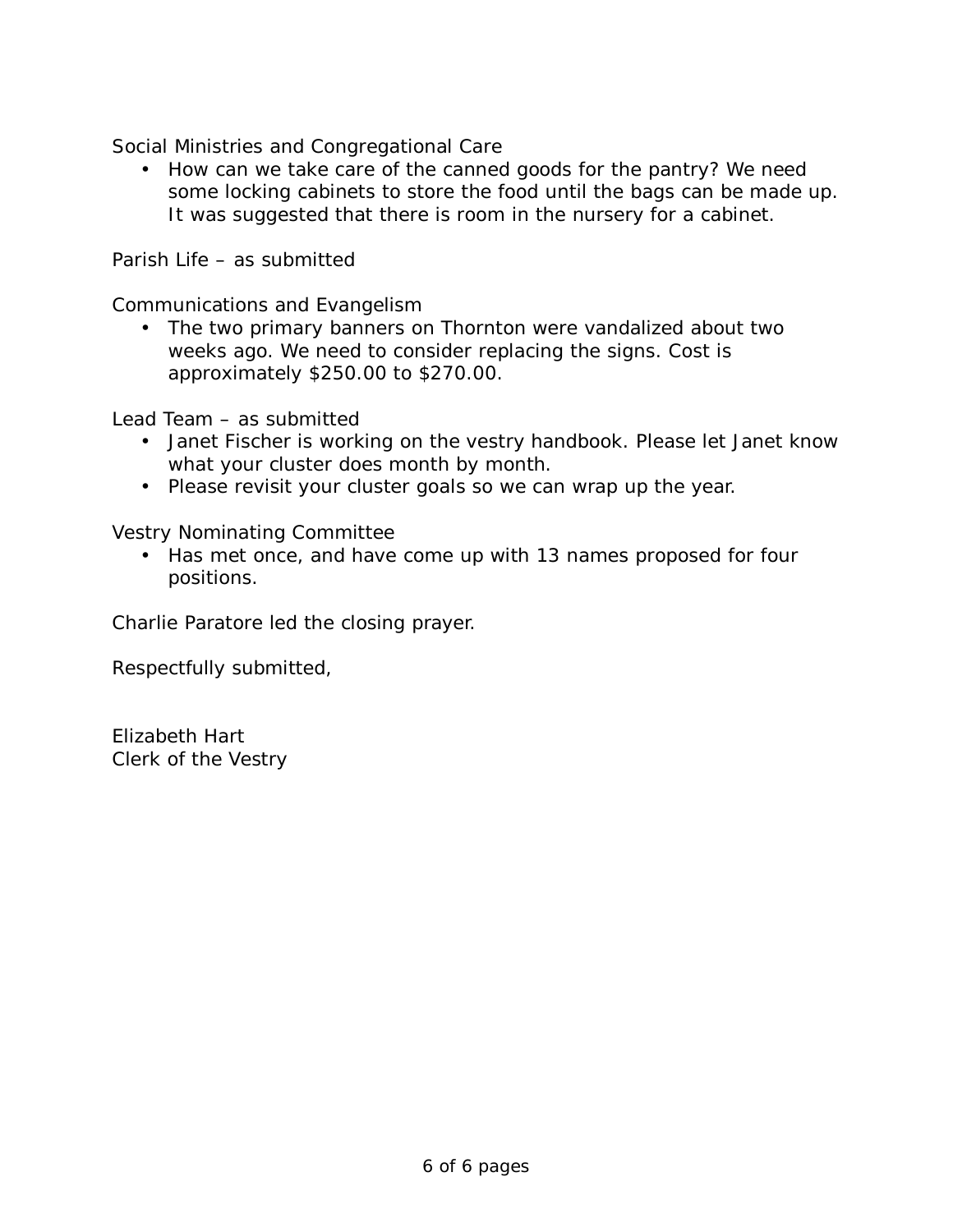Social Ministries and Congregational Care

- How can we take care of the canned goods for the pantry? We need some locking cabinets to store the food until the bags can be made up. It was suggested that there is room in the nursery for a cabinet.

Parish Life – as submitted

Communications and Evangelism

- The two primary banners on Thornton were vandalized about two weeks ago. We need to consider replacing the signs. Cost is approximately $250.00 to $270.00.

Lead Team – as submitted

- Janet Fischer is working on the vestry handbook. Please let Janet know what your cluster does month by month.
- Please revisit your cluster goals so we can wrap up the year.

Vestry Nominating Committee

- Has met once, and have come up with 13 names proposed for four positions.

Charlie Paratore led the closing prayer.

Respectfully submitted,

Elizabeth Hart
Clerk of the Vestry